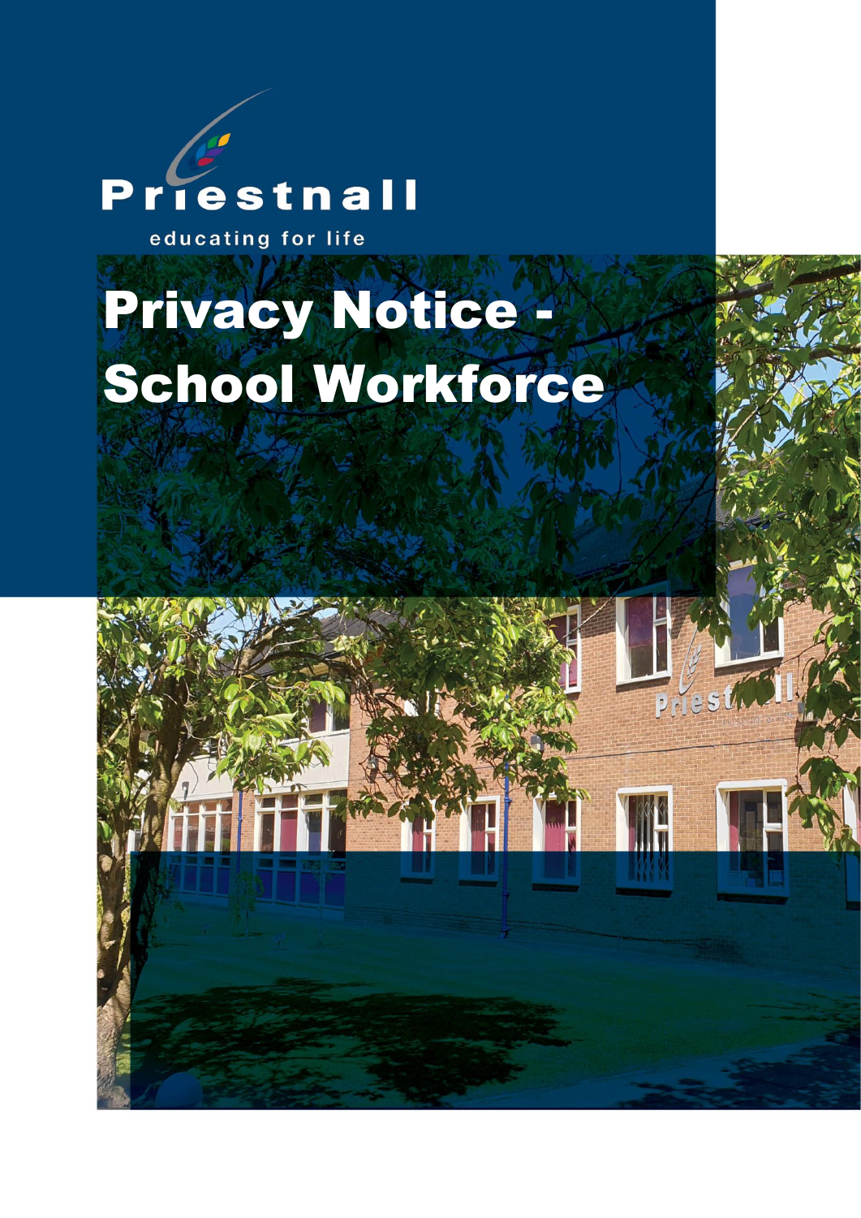Priestnall

educating for life

# Privacy Notice - School Workforce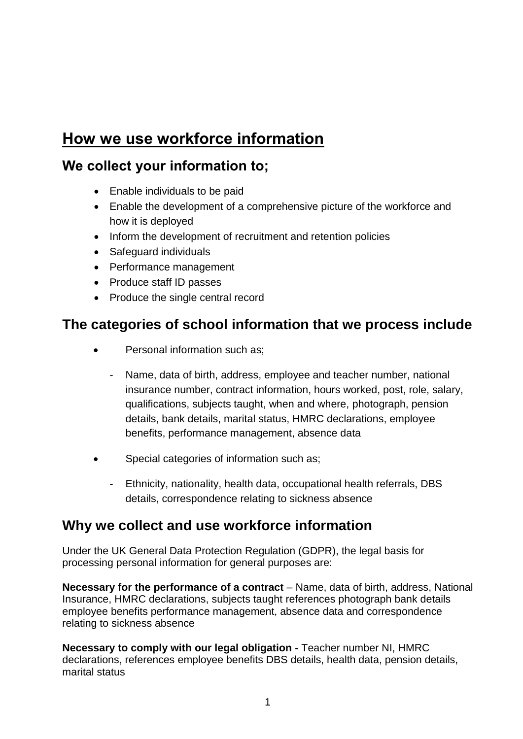# How we use workforce information

## We collect your information to;

- Enable individuals to be paid
- Enable the development of a comprehensive picture of the workforce and how it is deployed
- Inform the development of recruitment and retention policies
- Safeguard individuals
- Performance management
- Produce staff ID passes
- Produce the single central record

## The categories of school information that we process include

- Personal information such as;
  - Name, data of birth, address, employee and teacher number, national insurance number, contract information, hours worked, post, role, salary, qualifications, subjects taught, when and where, photograph, pension details, bank details, marital status, HMRC declarations, employee benefits, performance management, absence data
- Special categories of information such as;
  - Ethnicity, nationality, health data, occupational health referrals, DBS details, correspondence relating to sickness absence

## Why we collect and use workforce information

Under the UK General Data Protection Regulation (GDPR), the legal basis for processing personal information for general purposes are:

**Necessary for the performance of a contract** – Name, data of birth, address, National Insurance, HMRC declarations, subjects taught references photograph bank details employee benefits performance management, absence data and correspondence relating to sickness absence

**Necessary to comply with our legal obligation -** Teacher number NI, HMRC declarations, references employee benefits DBS details, health data, pension details, marital status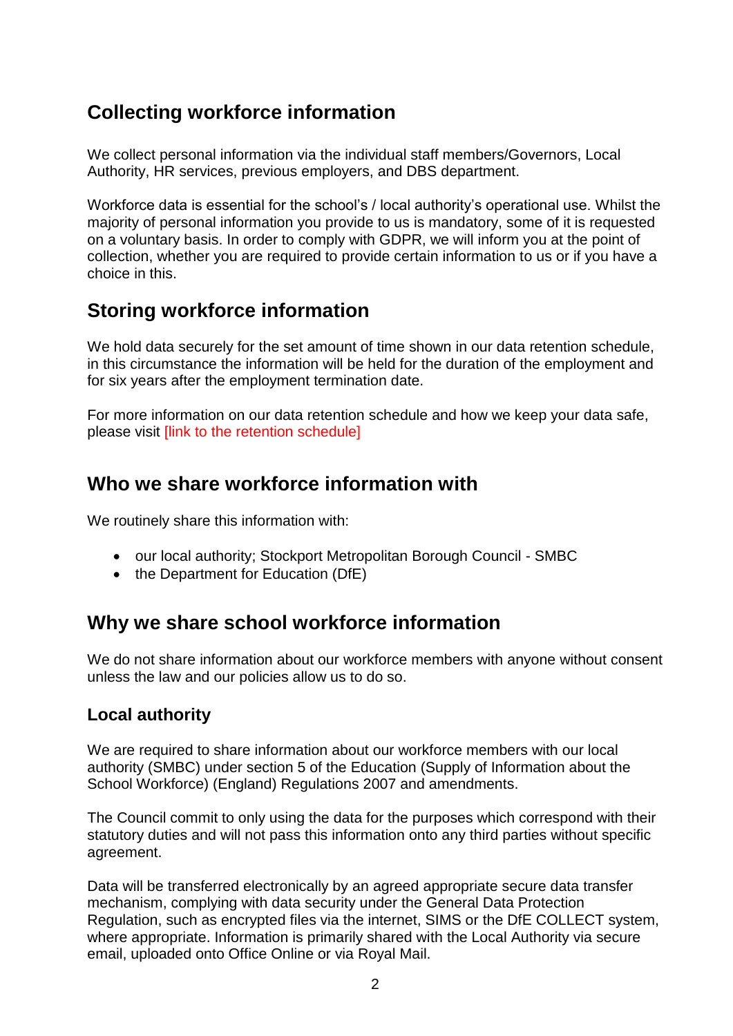## Collecting workforce information

We collect personal information via the individual staff members/Governors, Local Authority, HR services, previous employers, and DBS department.

Workforce data is essential for the school's / local authority's operational use. Whilst the majority of personal information you provide to us is mandatory, some of it is requested on a voluntary basis. In order to comply with GDPR, we will inform you at the point of collection, whether you are required to provide certain information to us or if you have a choice in this.

## Storing workforce information

We hold data securely for the set amount of time shown in our data retention schedule, in this circumstance the information will be held for the duration of the employment and for six years after the employment termination date.

For more information on our data retention schedule and how we keep your data safe, please visit [link to the retention schedule]

## Who we share workforce information with

We routinely share this information with:

- our local authority; Stockport Metropolitan Borough Council - SMBC
- the Department for Education (DfE)

## Why we share school workforce information

We do not share information about our workforce members with anyone without consent unless the law and our policies allow us to do so.

### Local authority

We are required to share information about our workforce members with our local authority (SMBC) under section 5 of the Education (Supply of Information about the School Workforce) (England) Regulations 2007 and amendments.

The Council commit to only using the data for the purposes which correspond with their statutory duties and will not pass this information onto any third parties without specific agreement.

Data will be transferred electronically by an agreed appropriate secure data transfer mechanism, complying with data security under the General Data Protection Regulation, such as encrypted files via the internet, SIMS or the DfE COLLECT system, where appropriate. Information is primarily shared with the Local Authority via secure email, uploaded onto Office Online or via Royal Mail.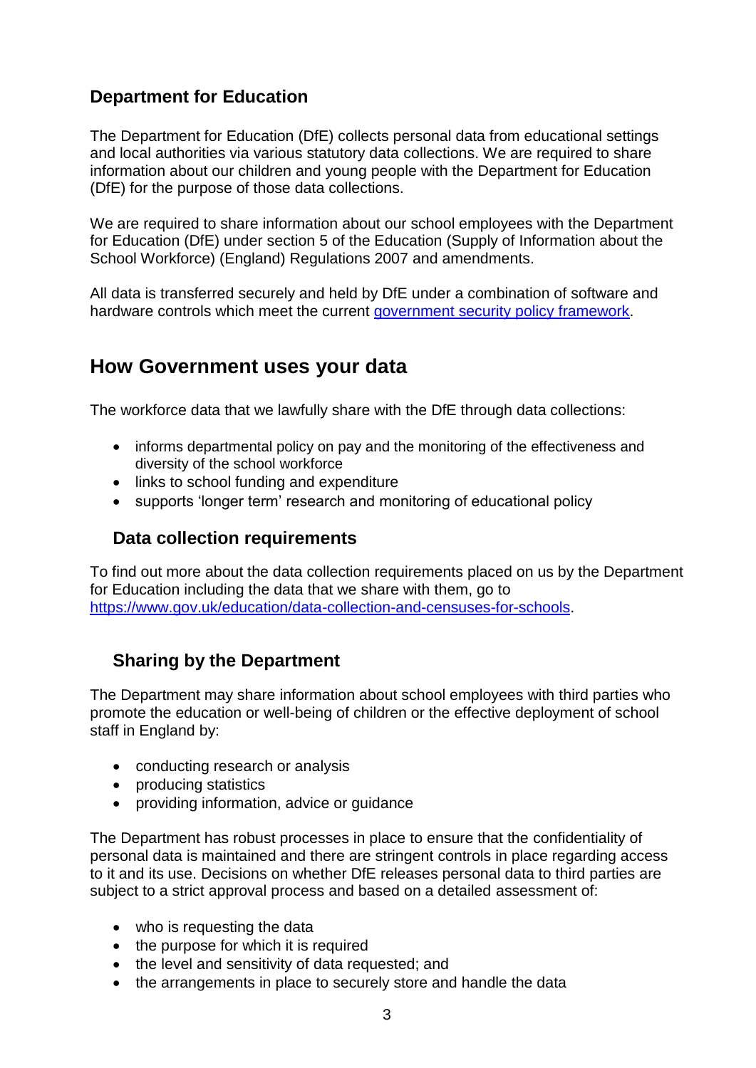### Department for Education

The Department for Education (DfE) collects personal data from educational settings and local authorities via various statutory data collections. We are required to share information about our children and young people with the Department for Education (DfE) for the purpose of those data collections.

We are required to share information about our school employees with the Department for Education (DfE) under section 5 of the Education (Supply of Information about the School Workforce) (England) Regulations 2007 and amendments.

All data is transferred securely and held by DfE under a combination of software and hardware controls which meet the current [government security policy framework](government security policy framework).

## How Government uses your data

The workforce data that we lawfully share with the DfE through data collections:

- informs departmental policy on pay and the monitoring of the effectiveness and diversity of the school workforce
- links to school funding and expenditure
- supports 'longer term' research and monitoring of educational policy

### Data collection requirements

To find out more about the data collection requirements placed on us by the Department for Education including the data that we share with them, go to [https://www.gov.uk/education/data-collection-and-censuses-for-schools](https://www.gov.uk/education/data-collection-and-censuses-for-schools).

### Sharing by the Department

The Department may share information about school employees with third parties who promote the education or well-being of children or the effective deployment of school staff in England by:

- conducting research or analysis
- producing statistics
- providing information, advice or guidance

The Department has robust processes in place to ensure that the confidentiality of personal data is maintained and there are stringent controls in place regarding access to it and its use. Decisions on whether DfE releases personal data to third parties are subject to a strict approval process and based on a detailed assessment of:

- who is requesting the data
- the purpose for which it is required
- the level and sensitivity of data requested; and
- the arrangements in place to securely store and handle the data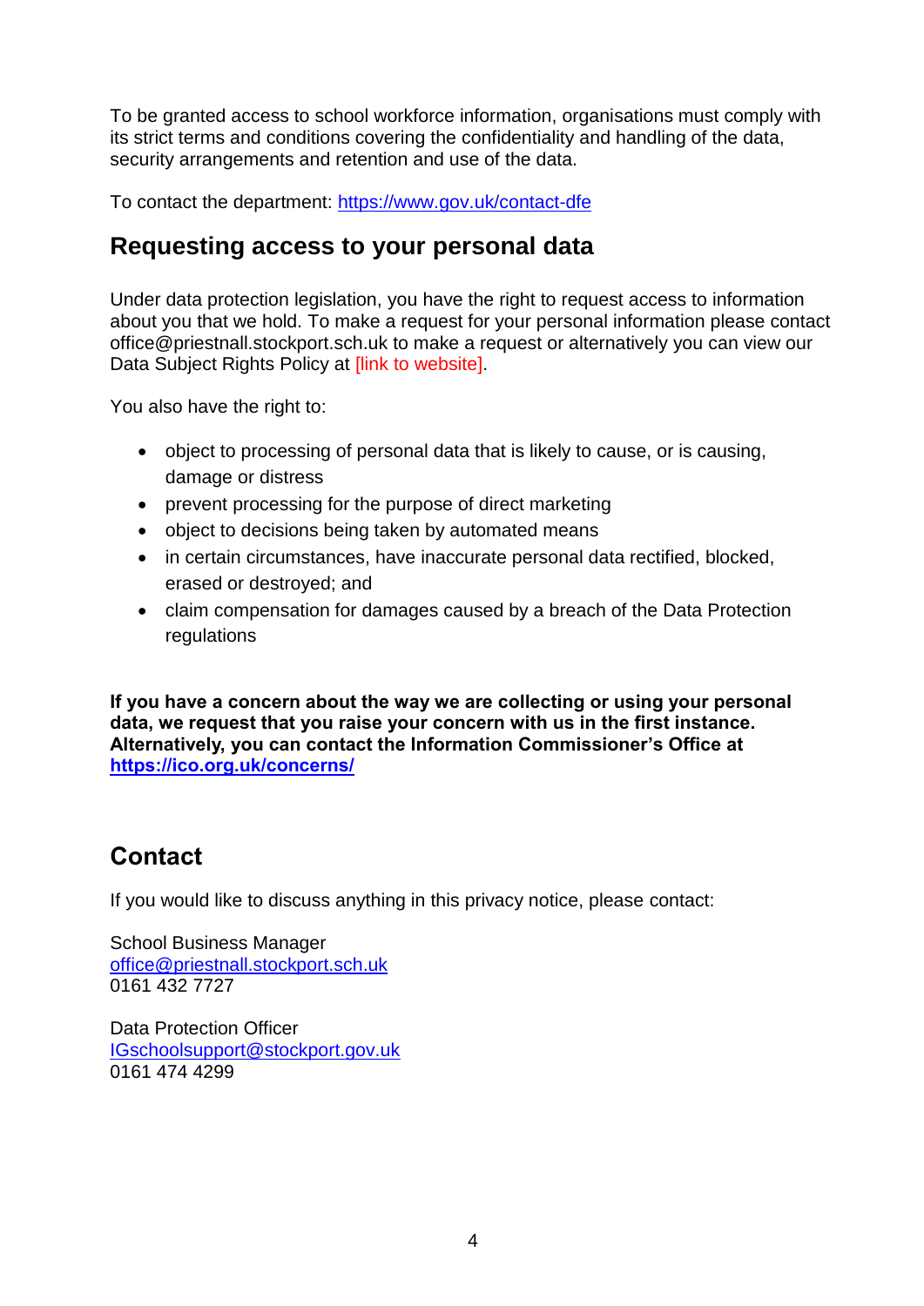To be granted access to school workforce information, organisations must comply with its strict terms and conditions covering the confidentiality and handling of the data, security arrangements and retention and use of the data.

To contact the department: https://www.gov.uk/contact-dfe

## Requesting access to your personal data

Under data protection legislation, you have the right to request access to information about you that we hold. To make a request for your personal information please contact office@priestnall.stockport.sch.uk to make a request or alternatively you can view our Data Subject Rights Policy at [link to website].

You also have the right to:

- object to processing of personal data that is likely to cause, or is causing, damage or distress
- prevent processing for the purpose of direct marketing
- object to decisions being taken by automated means
- in certain circumstances, have inaccurate personal data rectified, blocked, erased or destroyed; and
- claim compensation for damages caused by a breach of the Data Protection regulations

**If you have a concern about the way we are collecting or using your personal data, we request that you raise your concern with us in the first instance. Alternatively, you can contact the Information Commissioner's Office at https://ico.org.uk/concerns/**

## Contact

If you would like to discuss anything in this privacy notice, please contact:

School Business Manager
office@priestnall.stockport.sch.uk
0161 432 7727

Data Protection Officer
IGschoolsupport@stockport.gov.uk
0161 474 4299